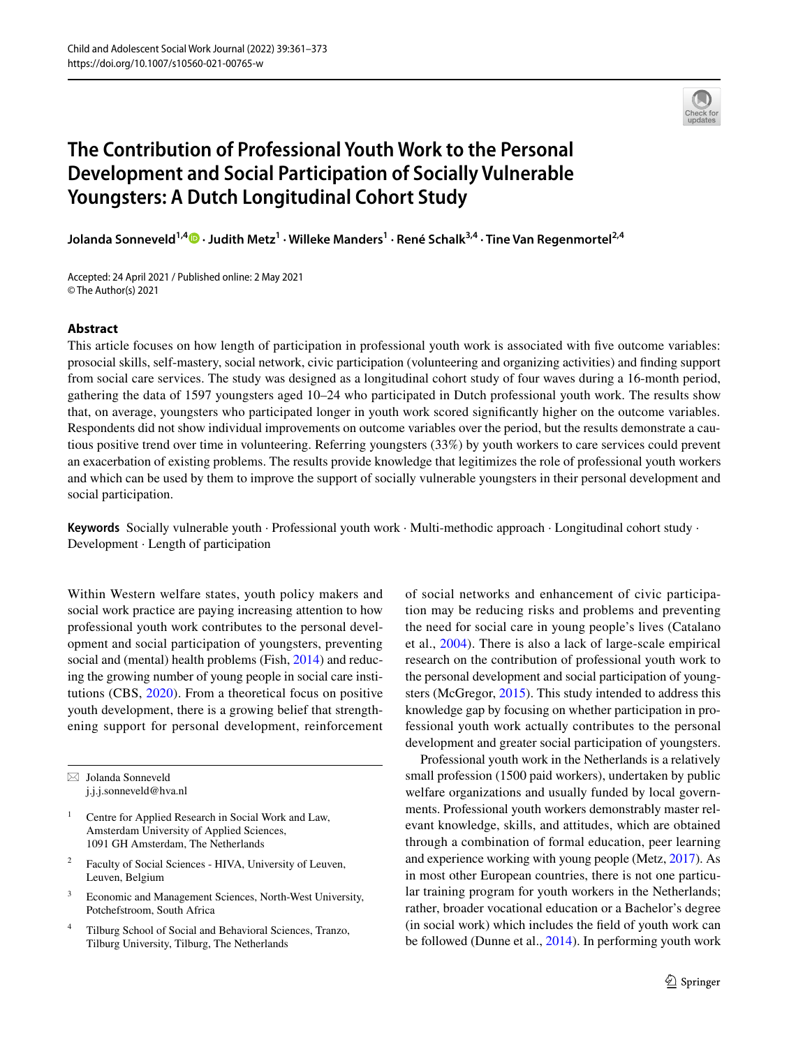# The Contribution of Professional Youth Work to the Personal Development and Social Participation of Socially Vulnerable Youngsters: A Dutch Longitudinal Cohort Study

**Jolanda Sonneveld**[1,4] **· Judith Metz**[1] **· Willeke Manders**[1] **· René Schalk**[3,4] **· Tine Van Regenmortel**[2,4]

Accepted: 24 April 2021 / Published online: 2 May 2021
© The Author(s) 2021

## Abstract

This article focuses on how length of participation in professional youth work is associated with five outcome variables: prosocial skills, self-mastery, social network, civic participation (volunteering and organizing activities) and finding support from social care services. The study was designed as a longitudinal cohort study of four waves during a 16-month period, gathering the data of 1597 youngsters aged 10–24 who participated in Dutch professional youth work. The results show that, on average, youngsters who participated longer in youth work scored significantly higher on the outcome variables. Respondents did not show individual improvements on outcome variables over the period, but the results demonstrate a cautious positive trend over time in volunteering. Referring youngsters (33%) by youth workers to care services could prevent an exacerbation of existing problems. The results provide knowledge that legitimizes the role of professional youth workers and which can be used by them to improve the support of socially vulnerable youngsters in their personal development and social participation.

**Keywords** Socially vulnerable youth · Professional youth work · Multi-methodic approach · Longitudinal cohort study · Development · Length of participation

Within Western welfare states, youth policy makers and social work practice are paying increasing attention to how professional youth work contributes to the personal development and social participation of youngsters, preventing social and (mental) health problems (Fish, 2014) and reducing the growing number of young people in social care institutions (CBS, 2020). From a theoretical focus on positive youth development, there is a growing belief that strengthening support for personal development, reinforcement of social networks and enhancement of civic participation may be reducing risks and problems and preventing the need for social care in young people's lives (Catalano et al., 2004). There is also a lack of large-scale empirical research on the contribution of professional youth work to the personal development and social participation of youngsters (McGregor, 2015). This study intended to address this knowledge gap by focusing on whether participation in professional youth work actually contributes to the personal development and greater social participation of youngsters.

Professional youth work in the Netherlands is a relatively small profession (1500 paid workers), undertaken by public welfare organizations and usually funded by local governments. Professional youth workers demonstrably master relevant knowledge, skills, and attitudes, which are obtained through a combination of formal education, peer learning and experience working with young people (Metz, 2017). As in most other European countries, there is not one particular training program for youth workers in the Netherlands; rather, broader vocational education or a Bachelor's degree (in social work) which includes the field of youth work can be followed (Dunne et al., 2014). In performing youth work

---

✉ Jolanda Sonneveld
j.j.j.sonneveld@hva.nl

[1] Centre for Applied Research in Social Work and Law, Amsterdam University of Applied Sciences, 1091 GH Amsterdam, The Netherlands

[2] Faculty of Social Sciences - HIVA, University of Leuven, Leuven, Belgium

[3] Economic and Management Sciences, North-West University, Potchefstroom, South Africa

[4] Tilburg School of Social and Behavioral Sciences, Tranzo, Tilburg University, Tilburg, The Netherlands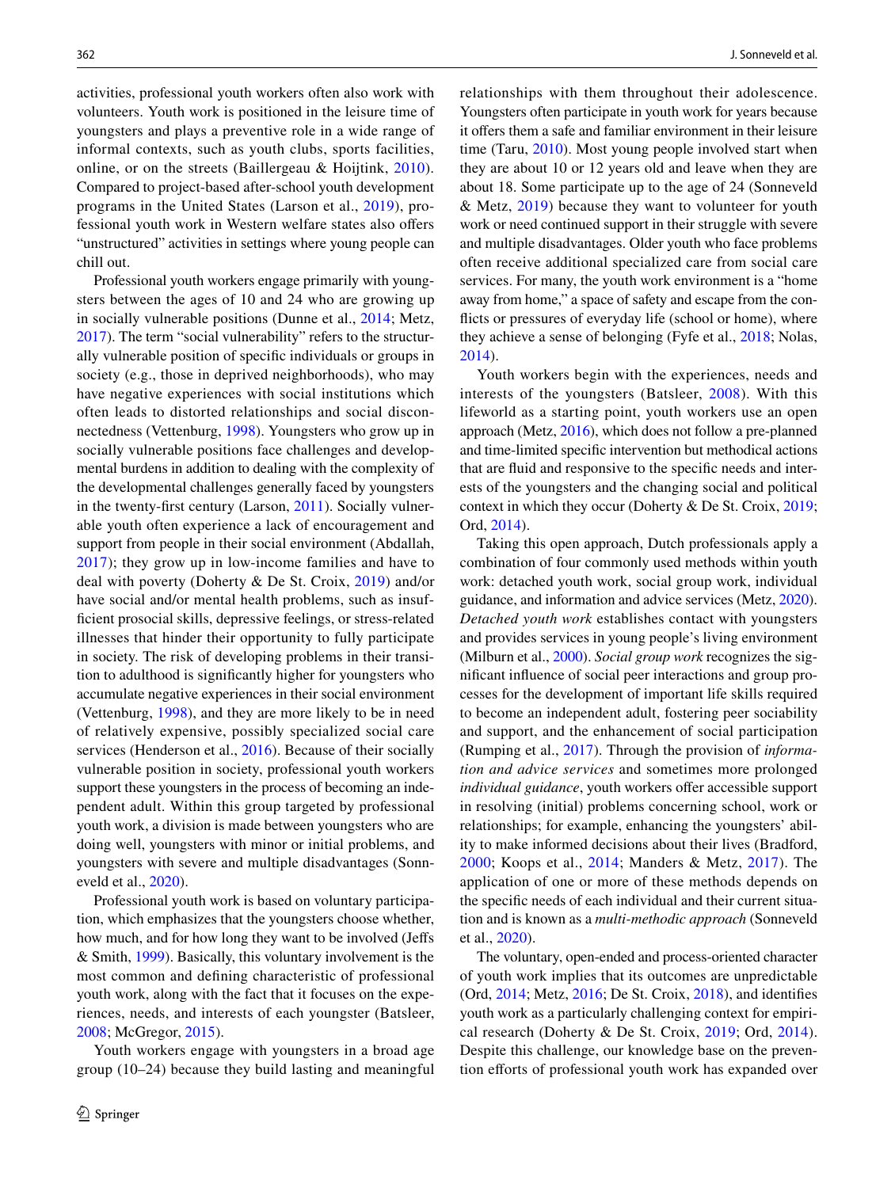activities, professional youth workers often also work with volunteers. Youth work is positioned in the leisure time of youngsters and plays a preventive role in a wide range of informal contexts, such as youth clubs, sports facilities, online, or on the streets (Baillergeau & Hoijtink, 2010). Compared to project-based after-school youth development programs in the United States (Larson et al., 2019), professional youth work in Western welfare states also offers "unstructured" activities in settings where young people can chill out.

Professional youth workers engage primarily with youngsters between the ages of 10 and 24 who are growing up in socially vulnerable positions (Dunne et al., 2014; Metz, 2017). The term "social vulnerability" refers to the structurally vulnerable position of specific individuals or groups in society (e.g., those in deprived neighborhoods), who may have negative experiences with social institutions which often leads to distorted relationships and social disconnectedness (Vettenburg, 1998). Youngsters who grow up in socially vulnerable positions face challenges and developmental burdens in addition to dealing with the complexity of the developmental challenges generally faced by youngsters in the twenty-first century (Larson, 2011). Socially vulnerable youth often experience a lack of encouragement and support from people in their social environment (Abdallah, 2017); they grow up in low-income families and have to deal with poverty (Doherty & De St. Croix, 2019) and/or have social and/or mental health problems, such as insufficient prosocial skills, depressive feelings, or stress-related illnesses that hinder their opportunity to fully participate in society. The risk of developing problems in their transition to adulthood is significantly higher for youngsters who accumulate negative experiences in their social environment (Vettenburg, 1998), and they are more likely to be in need of relatively expensive, possibly specialized social care services (Henderson et al., 2016). Because of their socially vulnerable position in society, professional youth workers support these youngsters in the process of becoming an independent adult. Within this group targeted by professional youth work, a division is made between youngsters who are doing well, youngsters with minor or initial problems, and youngsters with severe and multiple disadvantages (Sonneveld et al., 2020).

Professional youth work is based on voluntary participation, which emphasizes that the youngsters choose whether, how much, and for how long they want to be involved (Jeffs & Smith, 1999). Basically, this voluntary involvement is the most common and defining characteristic of professional youth work, along with the fact that it focuses on the experiences, needs, and interests of each youngster (Batsleer, 2008; McGregor, 2015).

Youth workers engage with youngsters in a broad age group (10–24) because they build lasting and meaningful relationships with them throughout their adolescence. Youngsters often participate in youth work for years because it offers them a safe and familiar environment in their leisure time (Taru, 2010). Most young people involved start when they are about 10 or 12 years old and leave when they are about 18. Some participate up to the age of 24 (Sonneveld & Metz, 2019) because they want to volunteer for youth work or need continued support in their struggle with severe and multiple disadvantages. Older youth who face problems often receive additional specialized care from social care services. For many, the youth work environment is a "home away from home," a space of safety and escape from the conflicts or pressures of everyday life (school or home), where they achieve a sense of belonging (Fyfe et al., 2018; Nolas, 2014).

Youth workers begin with the experiences, needs and interests of the youngsters (Batsleer, 2008). With this lifeworld as a starting point, youth workers use an open approach (Metz, 2016), which does not follow a pre-planned and time-limited specific intervention but methodical actions that are fluid and responsive to the specific needs and interests of the youngsters and the changing social and political context in which they occur (Doherty & De St. Croix, 2019; Ord, 2014).

Taking this open approach, Dutch professionals apply a combination of four commonly used methods within youth work: detached youth work, social group work, individual guidance, and information and advice services (Metz, 2020). *Detached youth work* establishes contact with youngsters and provides services in young people's living environment (Milburn et al., 2000). *Social group work* recognizes the significant influence of social peer interactions and group processes for the development of important life skills required to become an independent adult, fostering peer sociability and support, and the enhancement of social participation (Rumping et al., 2017). Through the provision of *information and advice services* and sometimes more prolonged *individual guidance*, youth workers offer accessible support in resolving (initial) problems concerning school, work or relationships; for example, enhancing the youngsters' ability to make informed decisions about their lives (Bradford, 2000; Koops et al., 2014; Manders & Metz, 2017). The application of one or more of these methods depends on the specific needs of each individual and their current situation and is known as a *multi-methodic approach* (Sonneveld et al., 2020).

The voluntary, open-ended and process-oriented character of youth work implies that its outcomes are unpredictable (Ord, 2014; Metz, 2016; De St. Croix, 2018), and identifies youth work as a particularly challenging context for empirical research (Doherty & De St. Croix, 2019; Ord, 2014). Despite this challenge, our knowledge base on the prevention efforts of professional youth work has expanded over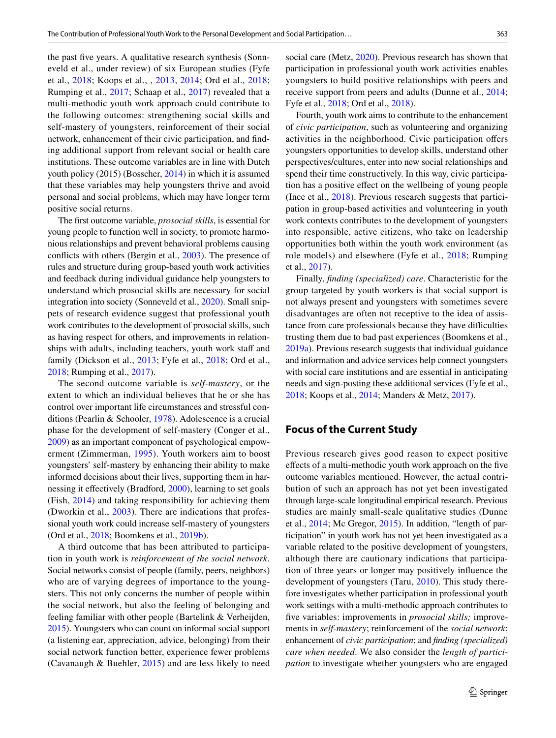the past five years. A qualitative research synthesis (Sonneveld et al., under review) of six European studies (Fyfe et al., 2018; Koops et al., , 2013, 2014; Ord et al., 2018; Rumping et al., 2017; Schaap et al., 2017) revealed that a multi-methodic youth work approach could contribute to the following outcomes: strengthening social skills and self-mastery of youngsters, reinforcement of their social network, enhancement of their civic participation, and finding additional support from relevant social or health care institutions. These outcome variables are in line with Dutch youth policy (2015) (Bosscher, 2014) in which it is assumed that these variables may help youngsters thrive and avoid personal and social problems, which may have longer term positive social returns.

The first outcome variable, *prosocial skills*, is essential for young people to function well in society, to promote harmonious relationships and prevent behavioral problems causing conflicts with others (Bergin et al., 2003). The presence of rules and structure during group-based youth work activities and feedback during individual guidance help youngsters to understand which prosocial skills are necessary for social integration into society (Sonneveld et al., 2020). Small snippets of research evidence suggest that professional youth work contributes to the development of prosocial skills, such as having respect for others, and improvements in relationships with adults, including teachers, youth work staff and family (Dickson et al., 2013; Fyfe et al., 2018; Ord et al., 2018; Rumping et al., 2017).

The second outcome variable is *self-mastery*, or the extent to which an individual believes that he or she has control over important life circumstances and stressful conditions (Pearlin & Schooler, 1978). Adolescence is a crucial phase for the development of self-mastery (Conger et al., 2009) as an important component of psychological empowerment (Zimmerman, 1995). Youth workers aim to boost youngsters' self-mastery by enhancing their ability to make informed decisions about their lives, supporting them in harnessing it effectively (Bradford, 2000), learning to set goals (Fish, 2014) and taking responsibility for achieving them (Dworkin et al., 2003). There are indications that professional youth work could increase self-mastery of youngsters (Ord et al., 2018; Boomkens et al., 2019b).

A third outcome that has been attributed to participation in youth work is *reinforcement of the social network*. Social networks consist of people (family, peers, neighbors) who are of varying degrees of importance to the youngsters. This not only concerns the number of people within the social network, but also the feeling of belonging and feeling familiar with other people (Bartelink & Verheijden, 2015). Youngsters who can count on informal social support (a listening ear, appreciation, advice, belonging) from their social network function better, experience fewer problems (Cavanaugh & Buehler, 2015) and are less likely to need social care (Metz, 2020). Previous research has shown that participation in professional youth work activities enables youngsters to build positive relationships with peers and receive support from peers and adults (Dunne et al., 2014; Fyfe et al., 2018; Ord et al., 2018).

Fourth, youth work aims to contribute to the enhancement of *civic participation*, such as volunteering and organizing activities in the neighborhood. Civic participation offers youngsters opportunities to develop skills, understand other perspectives/cultures, enter into new social relationships and spend their time constructively. In this way, civic participation has a positive effect on the wellbeing of young people (Ince et al., 2018). Previous research suggests that participation in group-based activities and volunteering in youth work contexts contributes to the development of youngsters into responsible, active citizens, who take on leadership opportunities both within the youth work environment (as role models) and elsewhere (Fyfe et al., 2018; Rumping et al., 2017).

Finally, *finding (specialized) care*. Characteristic for the group targeted by youth workers is that social support is not always present and youngsters with sometimes severe disadvantages are often not receptive to the idea of assistance from care professionals because they have difficulties trusting them due to bad past experiences (Boomkens et al., 2019a). Previous research suggests that individual guidance and information and advice services help connect youngsters with social care institutions and are essential in anticipating needs and sign-posting these additional services (Fyfe et al., 2018; Koops et al., 2014; Manders & Metz, 2017).

## Focus of the Current Study

Previous research gives good reason to expect positive effects of a multi-methodic youth work approach on the five outcome variables mentioned. However, the actual contribution of such an approach has not yet been investigated through large-scale longitudinal empirical research. Previous studies are mainly small-scale qualitative studies (Dunne et al., 2014; Mc Gregor, 2015). In addition, "length of participation" in youth work has not yet been investigated as a variable related to the positive development of youngsters, although there are cautionary indications that participation of three years or longer may positively influence the development of youngsters (Taru, 2010). This study therefore investigates whether participation in professional youth work settings with a multi-methodic approach contributes to five variables: improvements in *prosocial skills;* improvements in *self-mastery*; reinforcement of the *social network*; enhancement of *civic participation*; and *finding (specialized) care when needed*. We also consider the *length of participation* to investigate whether youngsters who are engaged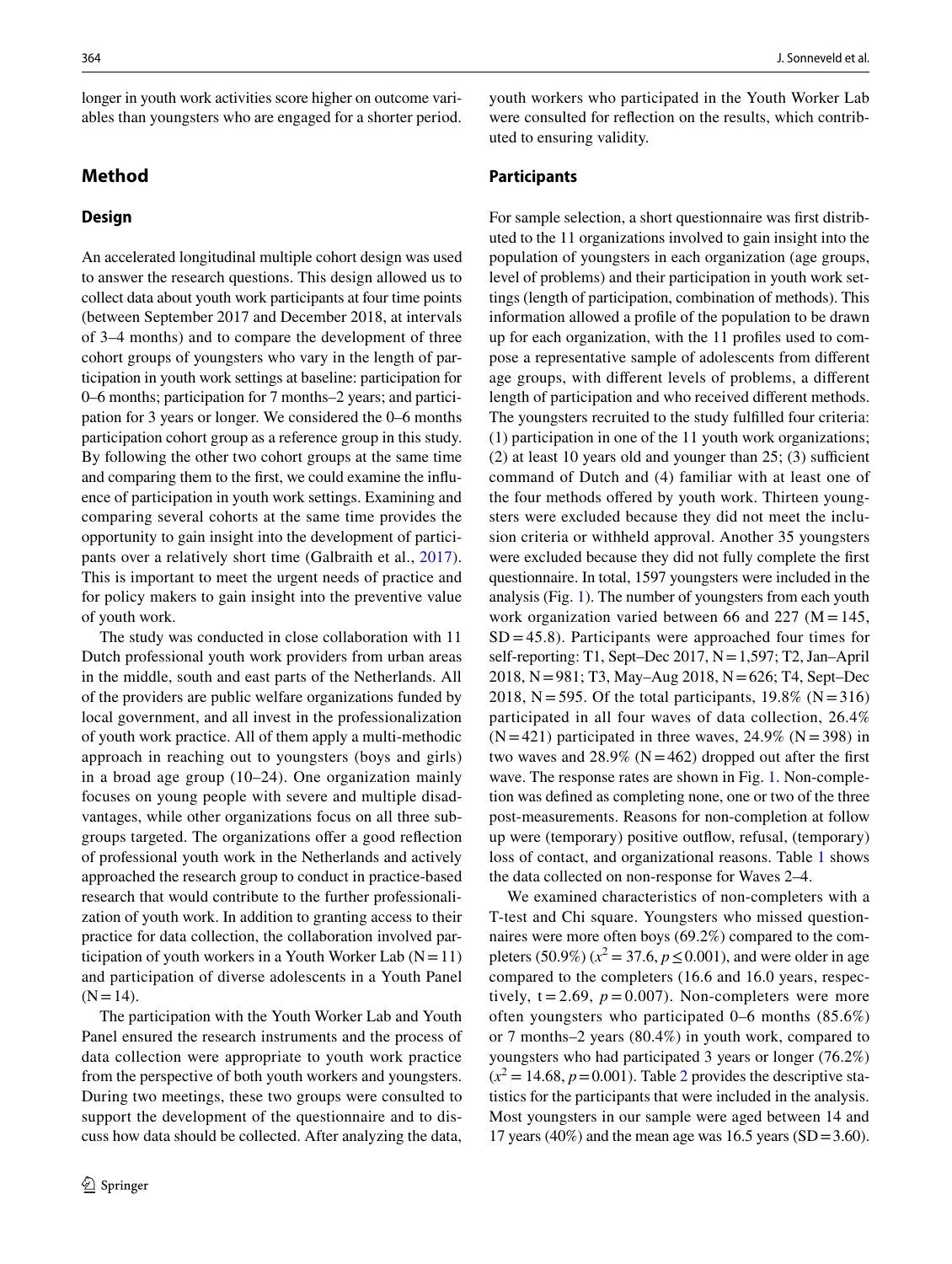longer in youth work activities score higher on outcome variables than youngsters who are engaged for a shorter period.

## Method

### Design

An accelerated longitudinal multiple cohort design was used to answer the research questions. This design allowed us to collect data about youth work participants at four time points (between September 2017 and December 2018, at intervals of 3–4 months) and to compare the development of three cohort groups of youngsters who vary in the length of participation in youth work settings at baseline: participation for 0–6 months; participation for 7 months–2 years; and participation for 3 years or longer. We considered the 0–6 months participation cohort group as a reference group in this study. By following the other two cohort groups at the same time and comparing them to the first, we could examine the influence of participation in youth work settings. Examining and comparing several cohorts at the same time provides the opportunity to gain insight into the development of participants over a relatively short time (Galbraith et al., 2017). This is important to meet the urgent needs of practice and for policy makers to gain insight into the preventive value of youth work.

The study was conducted in close collaboration with 11 Dutch professional youth work providers from urban areas in the middle, south and east parts of the Netherlands. All of the providers are public welfare organizations funded by local government, and all invest in the professionalization of youth work practice. All of them apply a multi-methodic approach in reaching out to youngsters (boys and girls) in a broad age group (10–24). One organization mainly focuses on young people with severe and multiple disadvantages, while other organizations focus on all three subgroups targeted. The organizations offer a good reflection of professional youth work in the Netherlands and actively approached the research group to conduct in practice-based research that would contribute to the further professionalization of youth work. In addition to granting access to their practice for data collection, the collaboration involved participation of youth workers in a Youth Worker Lab (N = 11) and participation of diverse adolescents in a Youth Panel (N = 14).

The participation with the Youth Worker Lab and Youth Panel ensured the research instruments and the process of data collection were appropriate to youth work practice from the perspective of both youth workers and youngsters. During two meetings, these two groups were consulted to support the development of the questionnaire and to discuss how data should be collected. After analyzing the data, youth workers who participated in the Youth Worker Lab were consulted for reflection on the results, which contributed to ensuring validity.

### Participants

For sample selection, a short questionnaire was first distributed to the 11 organizations involved to gain insight into the population of youngsters in each organization (age groups, level of problems) and their participation in youth work settings (length of participation, combination of methods). This information allowed a profile of the population to be drawn up for each organization, with the 11 profiles used to compose a representative sample of adolescents from different age groups, with different levels of problems, a different length of participation and who received different methods. The youngsters recruited to the study fulfilled four criteria: (1) participation in one of the 11 youth work organizations; (2) at least 10 years old and younger than 25; (3) sufficient command of Dutch and (4) familiar with at least one of the four methods offered by youth work. Thirteen youngsters were excluded because they did not meet the inclusion criteria or withheld approval. Another 35 youngsters were excluded because they did not fully complete the first questionnaire. In total, 1597 youngsters were included in the analysis (Fig. 1). The number of youngsters from each youth work organization varied between 66 and 227 (M = 145, SD = 45.8). Participants were approached four times for self-reporting: T1, Sept–Dec 2017, N = 1,597; T2, Jan–April 2018, N = 981; T3, May–Aug 2018, N = 626; T4, Sept–Dec 2018, N = 595. Of the total participants, 19.8% (N = 316) participated in all four waves of data collection, 26.4% (N = 421) participated in three waves, 24.9% (N = 398) in two waves and 28.9% (N = 462) dropped out after the first wave. The response rates are shown in Fig. 1. Non-completion was defined as completing none, one or two of the three post-measurements. Reasons for non-completion at follow up were (temporary) positive outflow, refusal, (temporary) loss of contact, and organizational reasons. Table 1 shows the data collected on non-response for Waves 2–4.

We examined characteristics of non-completers with a T-test and Chi square. Youngsters who missed questionnaires were more often boys (69.2%) compared to the completers (50.9%) ($x^2 = 37.6$, $p \leq 0.001$), and were older in age compared to the completers (16.6 and 16.0 years, respectively, $t = 2.69$, $p = 0.007$). Non-completers were more often youngsters who participated 0–6 months (85.6%) or 7 months–2 years (80.4%) in youth work, compared to youngsters who had participated 3 years or longer (76.2%) ($x^2 = 14.68$, $p = 0.001$). Table 2 provides the descriptive statistics for the participants that were included in the analysis. Most youngsters in our sample were aged between 14 and 17 years (40%) and the mean age was 16.5 years (SD = 3.60).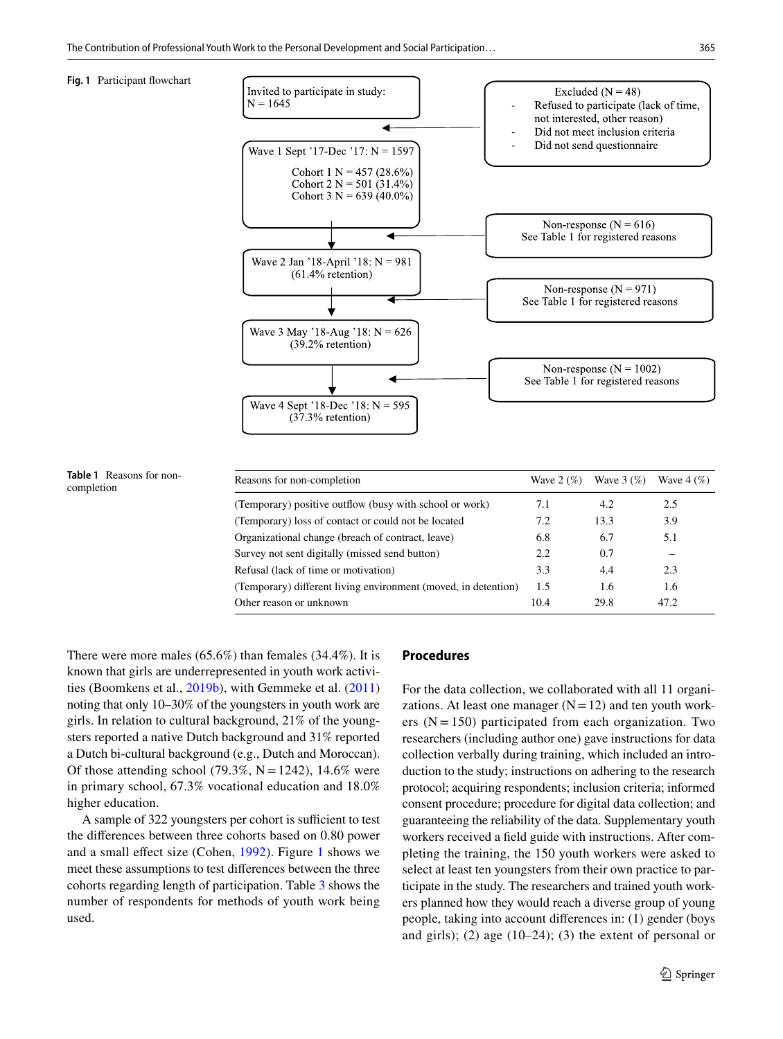**Fig. 1** Participant flowchart

Invited to participate in study: N = 1645

Excluded (N = 48)
- Refused to participate (lack of time, not interested, other reason)
- Did not meet inclusion criteria
- Did not send questionnaire

Wave 1 Sept '17-Dec '17: N = 1597
Cohort 1 N = 457 (28.6%)
Cohort 2 N = 501 (31.4%)
Cohort 3 N = 639 (40.0%)

Non-response (N = 616)
See Table 1 for registered reasons

Wave 2 Jan '18-April '18: N = 981
(61.4% retention)

Non-response (N = 971)
See Table 1 for registered reasons

Wave 3 May '18-Aug '18: N = 626
(39.2% retention)

Non-response (N = 1002)
See Table 1 for registered reasons

Wave 4 Sept '18-Dec '18: N = 595
(37.3% retention)

**Table 1** Reasons for non-completion

| Reasons for non-completion | Wave 2 (%) | Wave 3 (%) | Wave 4 (%) |
|---|---|---|---|
| (Temporary) positive outflow (busy with school or work) | 7.1 | 4.2 | 2.5 |
| (Temporary) loss of contact or could not be located | 7.2 | 13.3 | 3.9 |
| Organizational change (breach of contract, leave) | 6.8 | 6.7 | 5.1 |
| Survey not sent digitally (missed send button) | 2.2 | 0.7 | – |
| Refusal (lack of time or motivation) | 3.3 | 4.4 | 2.3 |
| (Temporary) different living environment (moved, in detention) | 1.5 | 1.6 | 1.6 |
| Other reason or unknown | 10.4 | 29.8 | 47.2 |

There were more males (65.6%) than females (34.4%). It is known that girls are underrepresented in youth work activities (Boomkens et al., 2019b), with Gemmeke et al. (2011) noting that only 10–30% of the youngsters in youth work are girls. In relation to cultural background, 21% of the youngsters reported a native Dutch background and 31% reported a Dutch bi-cultural background (e.g., Dutch and Moroccan). Of those attending school (79.3%, N = 1242), 14.6% were in primary school, 67.3% vocational education and 18.0% higher education.

A sample of 322 youngsters per cohort is sufficient to test the differences between three cohorts based on 0.80 power and a small effect size (Cohen, 1992). Figure 1 shows we meet these assumptions to test differences between the three cohorts regarding length of participation. Table 3 shows the number of respondents for methods of youth work being used.

## Procedures

For the data collection, we collaborated with all 11 organizations. At least one manager (N = 12) and ten youth workers (N = 150) participated from each organization. Two researchers (including author one) gave instructions for data collection verbally during training, which included an introduction to the study; instructions on adhering to the research protocol; acquiring respondents; inclusion criteria; informed consent procedure; procedure for digital data collection; and guaranteeing the reliability of the data. Supplementary youth workers received a field guide with instructions. After completing the training, the 150 youth workers were asked to select at least ten youngsters from their own practice to participate in the study. The researchers and trained youth workers planned how they would reach a diverse group of young people, taking into account differences in: (1) gender (boys and girls); (2) age (10–24); (3) the extent of personal or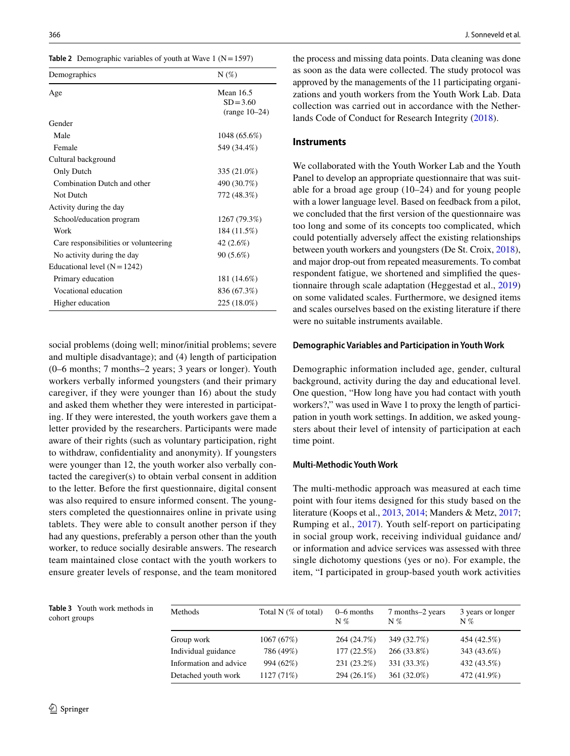**Table 2** Demographic variables of youth at Wave 1 (N = 1597)

| Demographics | N (%) |
|---|---|
| Age | Mean 16.5 SD = 3.60 (range 10–24) |
| Gender | |
| Male | 1048 (65.6%) |
| Female | 549 (34.4%) |
| Cultural background | |
| Only Dutch | 335 (21.0%) |
| Combination Dutch and other | 490 (30.7%) |
| Not Dutch | 772 (48.3%) |
| Activity during the day | |
| School/education program | 1267 (79.3%) |
| Work | 184 (11.5%) |
| Care responsibilities or volunteering | 42 (2.6%) |
| No activity during the day | 90 (5.6%) |
| Educational level (N = 1242) | |
| Primary education | 181 (14.6%) |
| Vocational education | 836 (67.3%) |
| Higher education | 225 (18.0%) |

social problems (doing well; minor/initial problems; severe and multiple disadvantage); and (4) length of participation (0–6 months; 7 months–2 years; 3 years or longer). Youth workers verbally informed youngsters (and their primary caregiver, if they were younger than 16) about the study and asked them whether they were interested in participating. If they were interested, the youth workers gave them a letter provided by the researchers. Participants were made aware of their rights (such as voluntary participation, right to withdraw, confidentiality and anonymity). If youngsters were younger than 12, the youth worker also verbally contacted the caregiver(s) to obtain verbal consent in addition to the letter. Before the first questionnaire, digital consent was also required to ensure informed consent. The youngsters completed the questionnaires online in private using tablets. They were able to consult another person if they had any questions, preferably a person other than the youth worker, to reduce socially desirable answers. The research team maintained close contact with the youth workers to ensure greater levels of response, and the team monitored the process and missing data points. Data cleaning was done as soon as the data were collected. The study protocol was approved by the managements of the 11 participating organizations and youth workers from the Youth Work Lab. Data collection was carried out in accordance with the Netherlands Code of Conduct for Research Integrity (2018).

## Instruments

We collaborated with the Youth Worker Lab and the Youth Panel to develop an appropriate questionnaire that was suitable for a broad age group (10–24) and for young people with a lower language level. Based on feedback from a pilot, we concluded that the first version of the questionnaire was too long and some of its concepts too complicated, which could potentially adversely affect the existing relationships between youth workers and youngsters (De St. Croix, 2018), and major drop-out from repeated measurements. To combat respondent fatigue, we shortened and simplified the questionnaire through scale adaptation (Heggestad et al., 2019) on some validated scales. Furthermore, we designed items and scales ourselves based on the existing literature if there were no suitable instruments available.

### Demographic Variables and Participation in Youth Work

Demographic information included age, gender, cultural background, activity during the day and educational level. One question, "How long have you had contact with youth workers?," was used in Wave 1 to proxy the length of participation in youth work settings. In addition, we asked youngsters about their level of intensity of participation at each time point.

### Multi-Methodic Youth Work

The multi-methodic approach was measured at each time point with four items designed for this study based on the literature (Koops et al., 2013, 2014; Manders & Metz, 2017; Rumping et al., 2017). Youth self-report on participating in social group work, receiving individual guidance and/or information and advice services was assessed with three single dichotomy questions (yes or no). For example, the item, "I participated in group-based youth work activities

**Table 3** Youth work methods in cohort groups

| Methods | Total N (% of total) | 0–6 months N % | 7 months–2 years N % | 3 years or longer N % |
|---|---|---|---|---|
| Group work | 1067 (67%) | 264 (24.7%) | 349 (32.7%) | 454 (42.5%) |
| Individual guidance | 786 (49%) | 177 (22.5%) | 266 (33.8%) | 343 (43.6%) |
| Information and advice | 994 (62%) | 231 (23.2%) | 331 (33.3%) | 432 (43.5%) |
| Detached youth work | 1127 (71%) | 294 (26.1%) | 361 (32.0%) | 472 (41.9%) |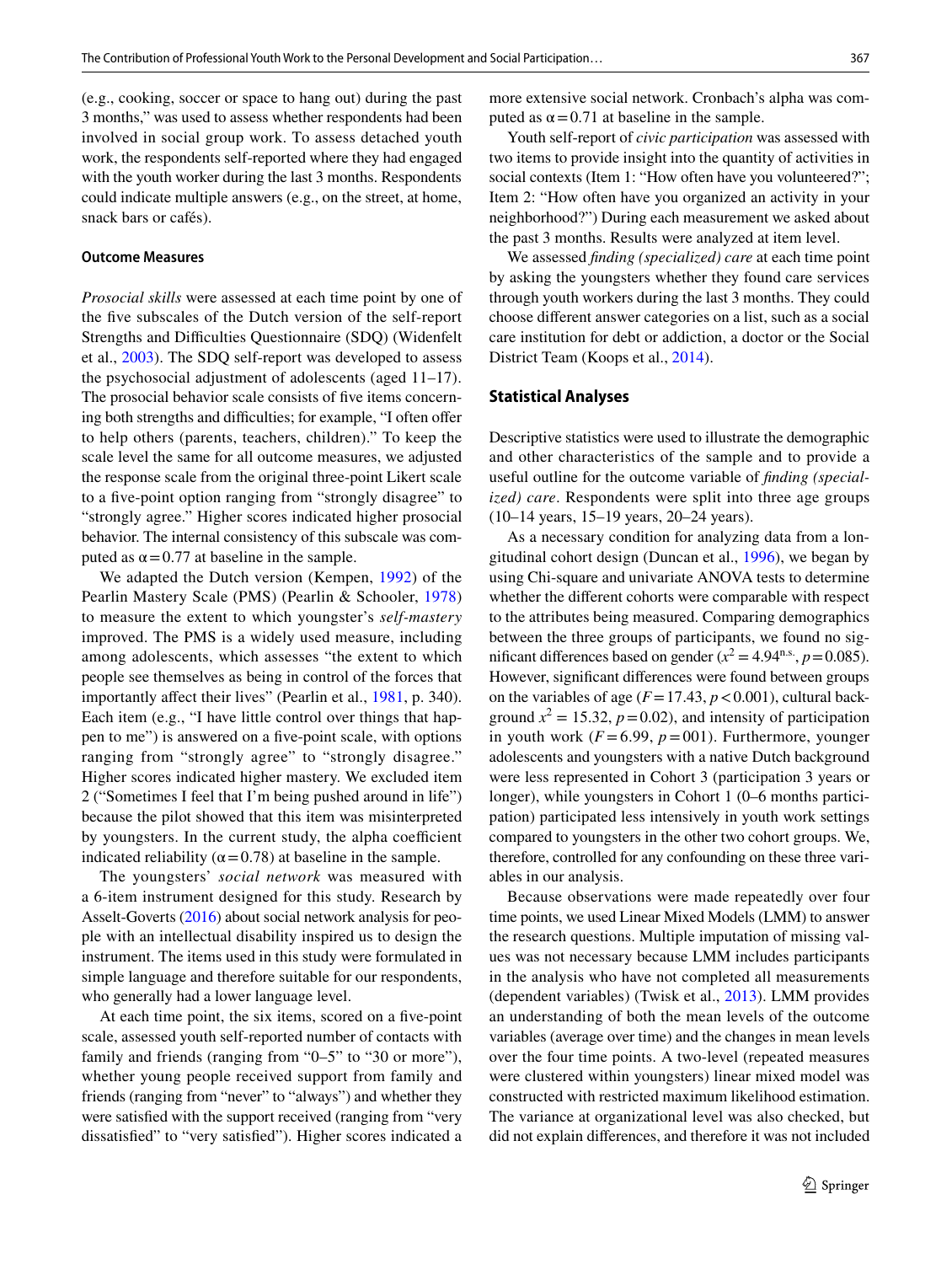(e.g., cooking, soccer or space to hang out) during the past 3 months," was used to assess whether respondents had been involved in social group work. To assess detached youth work, the respondents self-reported where they had engaged with the youth worker during the last 3 months. Respondents could indicate multiple answers (e.g., on the street, at home, snack bars or cafés).

### Outcome Measures

*Prosocial skills* were assessed at each time point by one of the five subscales of the Dutch version of the self-report Strengths and Difficulties Questionnaire (SDQ) (Widenfelt et al., 2003). The SDQ self-report was developed to assess the psychosocial adjustment of adolescents (aged 11–17). The prosocial behavior scale consists of five items concerning both strengths and difficulties; for example, "I often offer to help others (parents, teachers, children)." To keep the scale level the same for all outcome measures, we adjusted the response scale from the original three-point Likert scale to a five-point option ranging from "strongly disagree" to "strongly agree." Higher scores indicated higher prosocial behavior. The internal consistency of this subscale was computed as $\alpha = 0.77$ at baseline in the sample.

We adapted the Dutch version (Kempen, 1992) of the Pearlin Mastery Scale (PMS) (Pearlin & Schooler, 1978) to measure the extent to which youngster's *self-mastery* improved. The PMS is a widely used measure, including among adolescents, which assesses "the extent to which people see themselves as being in control of the forces that importantly affect their lives" (Pearlin et al., 1981, p. 340). Each item (e.g., "I have little control over things that happen to me") is answered on a five-point scale, with options ranging from "strongly agree" to "strongly disagree." Higher scores indicated higher mastery. We excluded item 2 ("Sometimes I feel that I'm being pushed around in life") because the pilot showed that this item was misinterpreted by youngsters. In the current study, the alpha coefficient indicated reliability ($\alpha = 0.78$) at baseline in the sample.

The youngsters' *social network* was measured with a 6-item instrument designed for this study. Research by Asselt-Goverts (2016) about social network analysis for people with an intellectual disability inspired us to design the instrument. The items used in this study were formulated in simple language and therefore suitable for our respondents, who generally had a lower language level.

At each time point, the six items, scored on a five-point scale, assessed youth self-reported number of contacts with family and friends (ranging from "0–5" to "30 or more"), whether young people received support from family and friends (ranging from "never" to "always") and whether they were satisfied with the support received (ranging from "very dissatisfied" to "very satisfied"). Higher scores indicated a more extensive social network. Cronbach's alpha was computed as $\alpha = 0.71$ at baseline in the sample.

Youth self-report of *civic participation* was assessed with two items to provide insight into the quantity of activities in social contexts (Item 1: "How often have you volunteered?"; Item 2: "How often have you organized an activity in your neighborhood?") During each measurement we asked about the past 3 months. Results were analyzed at item level.

We assessed *finding (specialized) care* at each time point by asking the youngsters whether they found care services through youth workers during the last 3 months. They could choose different answer categories on a list, such as a social care institution for debt or addiction, a doctor or the Social District Team (Koops et al., 2014).

## Statistical Analyses

Descriptive statistics were used to illustrate the demographic and other characteristics of the sample and to provide a useful outline for the outcome variable of *finding (specialized) care*. Respondents were split into three age groups (10–14 years, 15–19 years, 20–24 years).

As a necessary condition for analyzing data from a longitudinal cohort design (Duncan et al., 1996), we began by using Chi-square and univariate ANOVA tests to determine whether the different cohorts were comparable with respect to the attributes being measured. Comparing demographics between the three groups of participants, we found no significant differences based on gender ($x^2 = 4.94^{\text{n.s.}}$, $p = 0.085$). However, significant differences were found between groups on the variables of age ($F = 17.43$, $p < 0.001$), cultural background $x^2 = 15.32$, $p = 0.02$), and intensity of participation in youth work ($F = 6.99$, $p = 001$). Furthermore, younger adolescents and youngsters with a native Dutch background were less represented in Cohort 3 (participation 3 years or longer), while youngsters in Cohort 1 (0–6 months participation) participated less intensively in youth work settings compared to youngsters in the other two cohort groups. We, therefore, controlled for any confounding on these three variables in our analysis.

Because observations were made repeatedly over four time points, we used Linear Mixed Models (LMM) to answer the research questions. Multiple imputation of missing values was not necessary because LMM includes participants in the analysis who have not completed all measurements (dependent variables) (Twisk et al., 2013). LMM provides an understanding of both the mean levels of the outcome variables (average over time) and the changes in mean levels over the four time points. A two-level (repeated measures were clustered within youngsters) linear mixed model was constructed with restricted maximum likelihood estimation. The variance at organizational level was also checked, but did not explain differences, and therefore it was not included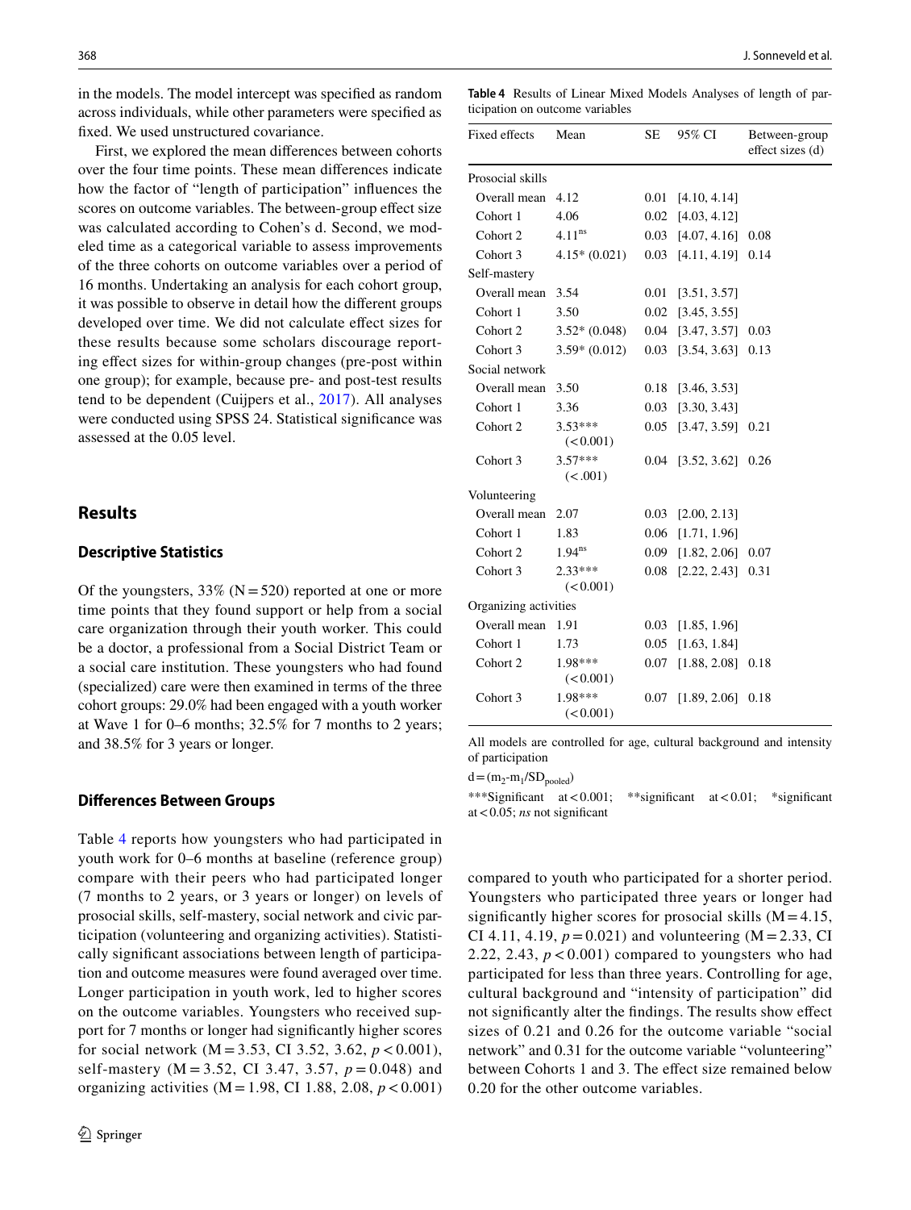in the models. The model intercept was specified as random across individuals, while other parameters were specified as fixed. We used unstructured covariance.

First, we explored the mean differences between cohorts over the four time points. These mean differences indicate how the factor of "length of participation" influences the scores on outcome variables. The between-group effect size was calculated according to Cohen's d. Second, we modeled time as a categorical variable to assess improvements of the three cohorts on outcome variables over a period of 16 months. Undertaking an analysis for each cohort group, it was possible to observe in detail how the different groups developed over time. We did not calculate effect sizes for these results because some scholars discourage reporting effect sizes for within-group changes (pre-post within one group); for example, because pre- and post-test results tend to be dependent (Cuijpers et al., 2017). All analyses were conducted using SPSS 24. Statistical significance was assessed at the 0.05 level.

## Results

### Descriptive Statistics

Of the youngsters, 33% (N = 520) reported at one or more time points that they found support or help from a social care organization through their youth worker. This could be a doctor, a professional from a Social District Team or a social care institution. These youngsters who had found (specialized) care were then examined in terms of the three cohort groups: 29.0% had been engaged with a youth worker at Wave 1 for 0–6 months; 32.5% for 7 months to 2 years; and 38.5% for 3 years or longer.

### Differences Between Groups

Table 4 reports how youngsters who had participated in youth work for 0–6 months at baseline (reference group) compare with their peers who had participated longer (7 months to 2 years, or 3 years or longer) on levels of prosocial skills, self-mastery, social network and civic participation (volunteering and organizing activities). Statistically significant associations between length of participation and outcome measures were found averaged over time. Longer participation in youth work, led to higher scores on the outcome variables. Youngsters who received support for 7 months or longer had significantly higher scores for social network (M = 3.53, CI 3.52, 3.62, $p < 0.001$), self-mastery (M = 3.52, CI 3.47, 3.57, $p = 0.048$) and organizing activities (M = 1.98, CI 1.88, 2.08, $p < 0.001$) compared to youth who participated for a shorter period. Youngsters who participated three years or longer had significantly higher scores for prosocial skills (M = 4.15, CI 4.11, 4.19, $p = 0.021$) and volunteering (M = 2.33, CI 2.22, 2.43, $p < 0.001$) compared to youngsters who had participated for less than three years. Controlling for age, cultural background and "intensity of participation" did not significantly alter the findings. The results show effect sizes of 0.21 and 0.26 for the outcome variable "social network" and 0.31 for the outcome variable "volunteering" between Cohorts 1 and 3. The effect size remained below 0.20 for the other outcome variables.

**Table 4** Results of Linear Mixed Models Analyses of length of participation on outcome variables

| Fixed effects | Mean | SE | 95% CI | Between-group effect sizes (d) |
|---|---|---|---|---|
| Prosocial skills | | | | |
| Overall mean | 4.12 | 0.01 | [4.10, 4.14] | |
| Cohort 1 | 4.06 | 0.02 | [4.03, 4.12] | |
| Cohort 2 | 4.11[ns] | 0.03 | [4.07, 4.16] | 0.08 |
| Cohort 3 | 4.15* (0.021) | 0.03 | [4.11, 4.19] | 0.14 |
| Self-mastery | | | | |
| Overall mean | 3.54 | 0.01 | [3.51, 3.57] | |
| Cohort 1 | 3.50 | 0.02 | [3.45, 3.55] | |
| Cohort 2 | 3.52* (0.048) | 0.04 | [3.47, 3.57] | 0.03 |
| Cohort 3 | 3.59* (0.012) | 0.03 | [3.54, 3.63] | 0.13 |
| Social network | | | | |
| Overall mean | 3.50 | 0.18 | [3.46, 3.53] | |
| Cohort 1 | 3.36 | 0.03 | [3.30, 3.43] | |
| Cohort 2 | 3.53*** (< 0.001) | 0.05 | [3.47, 3.59] | 0.21 |
| Cohort 3 | 3.57*** (< .001) | 0.04 | [3.52, 3.62] | 0.26 |
| Volunteering | | | | |
| Overall mean | 2.07 | 0.03 | [2.00, 2.13] | |
| Cohort 1 | 1.83 | 0.06 | [1.71, 1.96] | |
| Cohort 2 | 1.94[ns] | 0.09 | [1.82, 2.06] | 0.07 |
| Cohort 3 | 2.33*** (< 0.001) | 0.08 | [2.22, 2.43] | 0.31 |
| Organizing activities | | | | |
| Overall mean | 1.91 | 0.03 | [1.85, 1.96] | |
| Cohort 1 | 1.73 | 0.05 | [1.63, 1.84] | |
| Cohort 2 | 1.98*** (< 0.001) | 0.07 | [1.88, 2.08] | 0.18 |
| Cohort 3 | 1.98*** (< 0.001) | 0.07 | [1.89, 2.06] | 0.18 |

All models are controlled for age, cultural background and intensity of participation

$d = (m_2\text{-}m_1/SD_{pooled})$

***Significant at < 0.001; **significant at < 0.01; *significant at < 0.05; *ns* not significant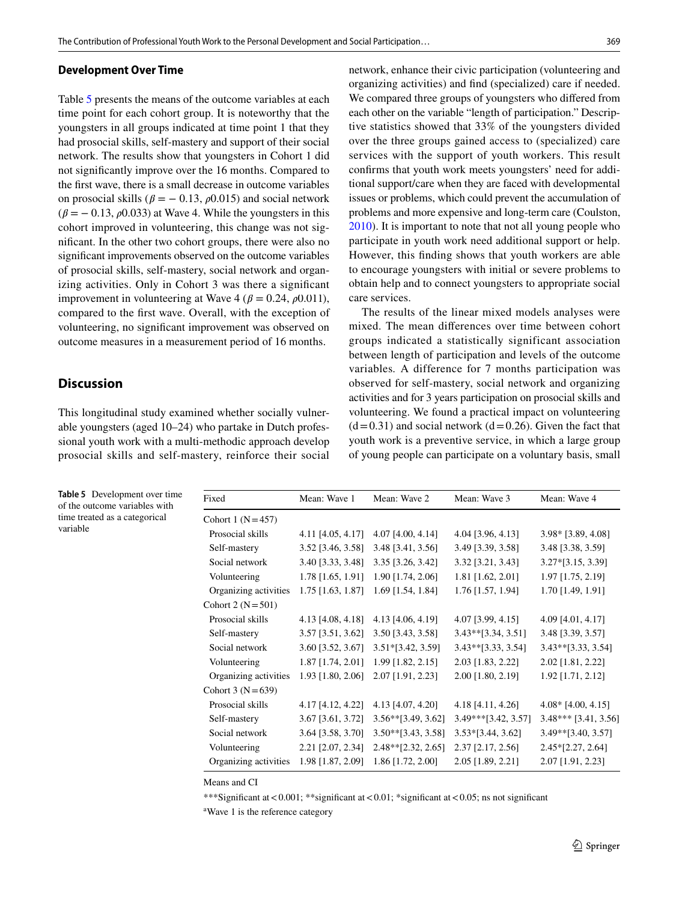### Development Over Time

Table 5 presents the means of the outcome variables at each time point for each cohort group. It is noteworthy that the youngsters in all groups indicated at time point 1 that they had prosocial skills, self-mastery and support of their social network. The results show that youngsters in Cohort 1 did not significantly improve over the 16 months. Compared to the first wave, there is a small decrease in outcome variables on prosocial skills ($\beta = -0.13$, $\rho0.015$) and social network ($\beta = -0.13$, $\rho0.033$) at Wave 4. While the youngsters in this cohort improved in volunteering, this change was not significant. In the other two cohort groups, there were also no significant improvements observed on the outcome variables of prosocial skills, self-mastery, social network and organizing activities. Only in Cohort 3 was there a significant improvement in volunteering at Wave 4 ($\beta = 0.24$, $\rho0.011$), compared to the first wave. Overall, with the exception of volunteering, no significant improvement was observed on outcome measures in a measurement period of 16 months.

## Discussion

This longitudinal study examined whether socially vulnerable youngsters (aged 10–24) who partake in Dutch professional youth work with a multi-methodic approach develop prosocial skills and self-mastery, reinforce their social network, enhance their civic participation (volunteering and organizing activities) and find (specialized) care if needed. We compared three groups of youngsters who differed from each other on the variable "length of participation." Descriptive statistics showed that 33% of the youngsters divided over the three groups gained access to (specialized) care services with the support of youth workers. This result confirms that youth work meets youngsters' need for additional support/care when they are faced with developmental issues or problems, which could prevent the accumulation of problems and more expensive and long-term care (Coulston, 2010). It is important to note that not all young people who participate in youth work need additional support or help. However, this finding shows that youth workers are able to encourage youngsters with initial or severe problems to obtain help and to connect youngsters to appropriate social care services.

The results of the linear mixed models analyses were mixed. The mean differences over time between cohort groups indicated a statistically significant association between length of participation and levels of the outcome variables. A difference for 7 months participation was observed for self-mastery, social network and organizing activities and for 3 years participation on prosocial skills and volunteering. We found a practical impact on volunteering (d = 0.31) and social network (d = 0.26). Given the fact that youth work is a preventive service, in which a large group of young people can participate on a voluntary basis, small

**Table 5** Development over time of the outcome variables with time treated as a categorical variable

| Fixed | Mean: Wave 1 | Mean: Wave 2 | Mean: Wave 3 | Mean: Wave 4 |
|---|---|---|---|---|
| Cohort 1 (N = 457) | | | | |
| Prosocial skills | 4.11 [4.05, 4.17] | 4.07 [4.00, 4.14] | 4.04 [3.96, 4.13] | 3.98* [3.89, 4.08] |
| Self-mastery | 3.52 [3.46, 3.58] | 3.48 [3.41, 3.56] | 3.49 [3.39, 3.58] | 3.48 [3.38, 3.59] |
| Social network | 3.40 [3.33, 3.48] | 3.35 [3.26, 3.42] | 3.32 [3.21, 3.43] | 3.27*[3.15, 3.39] |
| Volunteering | 1.78 [1.65, 1.91] | 1.90 [1.74, 2.06] | 1.81 [1.62, 2.01] | 1.97 [1.75, 2.19] |
| Organizing activities | 1.75 [1.63, 1.87] | 1.69 [1.54, 1.84] | 1.76 [1.57, 1.94] | 1.70 [1.49, 1.91] |
| Cohort 2 (N = 501) | | | | |
| Prosocial skills | 4.13 [4.08, 4.18] | 4.13 [4.06, 4.19] | 4.07 [3.99, 4.15] | 4.09 [4.01, 4.17] |
| Self-mastery | 3.57 [3.51, 3.62] | 3.50 [3.43, 3.58] | 3.43**[3.34, 3.51] | 3.48 [3.39, 3.57] |
| Social network | 3.60 [3.52, 3.67] | 3.51*[3.42, 3.59] | 3.43**[3.33, 3.54] | 3.43**[3.33, 3.54] |
| Volunteering | 1.87 [1.74, 2.01] | 1.99 [1.82, 2.15] | 2.03 [1.83, 2.22] | 2.02 [1.81, 2.22] |
| Organizing activities | 1.93 [1.80, 2.06] | 2.07 [1.91, 2.23] | 2.00 [1.80, 2.19] | 1.92 [1.71, 2.12] |
| Cohort 3 (N = 639) | | | | |
| Prosocial skills | 4.17 [4.12, 4.22] | 4.13 [4.07, 4.20] | 4.18 [4.11, 4.26] | 4.08* [4.00, 4.15] |
| Self-mastery | 3.67 [3.61, 3.72] | 3.56**[3.49, 3.62] | 3.49***[3.42, 3.57] | 3.48*** [3.41, 3.56] |
| Social network | 3.64 [3.58, 3.70] | 3.50**[3.43, 3.58] | 3.53*[3.44, 3.62] | 3.49**[3.40, 3.57] |
| Volunteering | 2.21 [2.07, 2.34] | 2.48**[2.32, 2.65] | 2.37 [2.17, 2.56] | 2.45*[2.27, 2.64] |
| Organizing activities | 1.98 [1.87, 2.09] | 1.86 [1.72, 2.00] | 2.05 [1.89, 2.21] | 2.07 [1.91, 2.23] |

Means and CI

***Significant at < 0.001; **significant at < 0.01; *significant at < 0.05; ns not significant

[a]Wave 1 is the reference category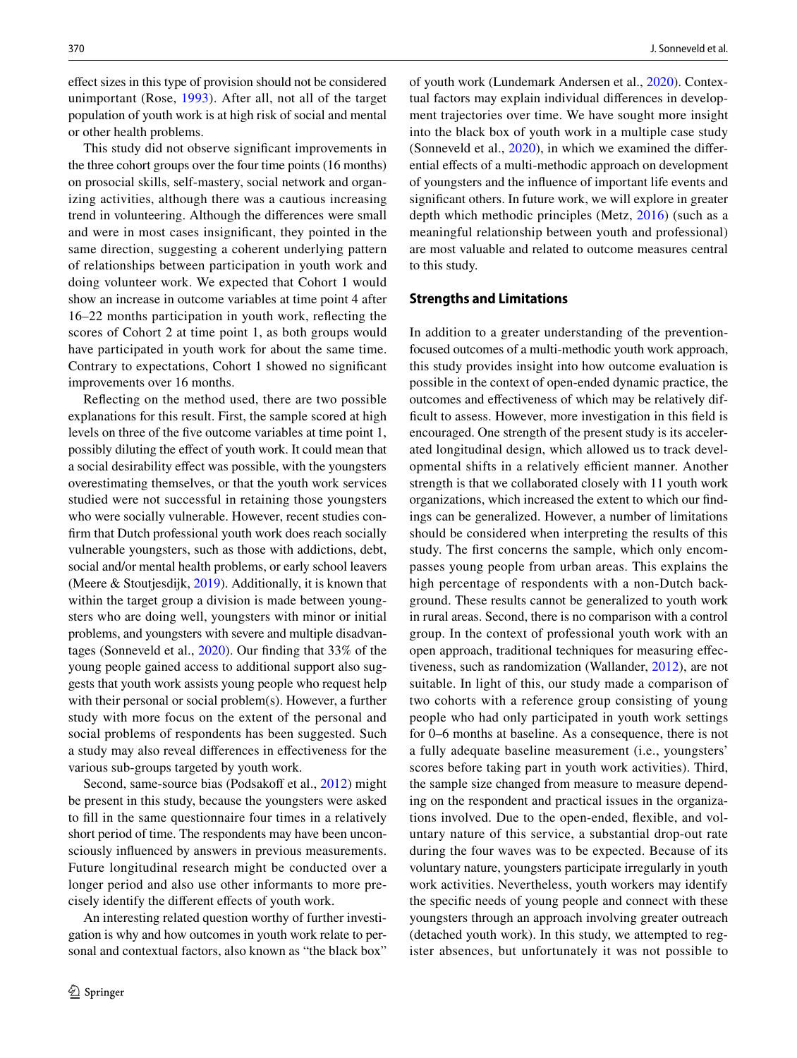effect sizes in this type of provision should not be considered unimportant (Rose, 1993). After all, not all of the target population of youth work is at high risk of social and mental or other health problems.

This study did not observe significant improvements in the three cohort groups over the four time points (16 months) on prosocial skills, self-mastery, social network and organizing activities, although there was a cautious increasing trend in volunteering. Although the differences were small and were in most cases insignificant, they pointed in the same direction, suggesting a coherent underlying pattern of relationships between participation in youth work and doing volunteer work. We expected that Cohort 1 would show an increase in outcome variables at time point 4 after 16–22 months participation in youth work, reflecting the scores of Cohort 2 at time point 1, as both groups would have participated in youth work for about the same time. Contrary to expectations, Cohort 1 showed no significant improvements over 16 months.

Reflecting on the method used, there are two possible explanations for this result. First, the sample scored at high levels on three of the five outcome variables at time point 1, possibly diluting the effect of youth work. It could mean that a social desirability effect was possible, with the youngsters overestimating themselves, or that the youth work services studied were not successful in retaining those youngsters who were socially vulnerable. However, recent studies confirm that Dutch professional youth work does reach socially vulnerable youngsters, such as those with addictions, debt, social and/or mental health problems, or early school leavers (Meere & Stoutjesdijk, 2019). Additionally, it is known that within the target group a division is made between youngsters who are doing well, youngsters with minor or initial problems, and youngsters with severe and multiple disadvantages (Sonneveld et al., 2020). Our finding that 33% of the young people gained access to additional support also suggests that youth work assists young people who request help with their personal or social problem(s). However, a further study with more focus on the extent of the personal and social problems of respondents has been suggested. Such a study may also reveal differences in effectiveness for the various sub-groups targeted by youth work.

Second, same-source bias (Podsakoff et al., 2012) might be present in this study, because the youngsters were asked to fill in the same questionnaire four times in a relatively short period of time. The respondents may have been unconsciously influenced by answers in previous measurements. Future longitudinal research might be conducted over a longer period and also use other informants to more precisely identify the different effects of youth work.

An interesting related question worthy of further investigation is why and how outcomes in youth work relate to personal and contextual factors, also known as "the black box" of youth work (Lundemark Andersen et al., 2020). Contextual factors may explain individual differences in development trajectories over time. We have sought more insight into the black box of youth work in a multiple case study (Sonneveld et al., 2020), in which we examined the differential effects of a multi-methodic approach on development of youngsters and the influence of important life events and significant others. In future work, we will explore in greater depth which methodic principles (Metz, 2016) (such as a meaningful relationship between youth and professional) are most valuable and related to outcome measures central to this study.

## Strengths and Limitations

In addition to a greater understanding of the prevention-focused outcomes of a multi-methodic youth work approach, this study provides insight into how outcome evaluation is possible in the context of open-ended dynamic practice, the outcomes and effectiveness of which may be relatively difficult to assess. However, more investigation in this field is encouraged. One strength of the present study is its accelerated longitudinal design, which allowed us to track developmental shifts in a relatively efficient manner. Another strength is that we collaborated closely with 11 youth work organizations, which increased the extent to which our findings can be generalized. However, a number of limitations should be considered when interpreting the results of this study. The first concerns the sample, which only encompasses young people from urban areas. This explains the high percentage of respondents with a non-Dutch background. These results cannot be generalized to youth work in rural areas. Second, there is no comparison with a control group. In the context of professional youth work with an open approach, traditional techniques for measuring effectiveness, such as randomization (Wallander, 2012), are not suitable. In light of this, our study made a comparison of two cohorts with a reference group consisting of young people who had only participated in youth work settings for 0–6 months at baseline. As a consequence, there is not a fully adequate baseline measurement (i.e., youngsters' scores before taking part in youth work activities). Third, the sample size changed from measure to measure depending on the respondent and practical issues in the organizations involved. Due to the open-ended, flexible, and voluntary nature of this service, a substantial drop-out rate during the four waves was to be expected. Because of its voluntary nature, youngsters participate irregularly in youth work activities. Nevertheless, youth workers may identify the specific needs of young people and connect with these youngsters through an approach involving greater outreach (detached youth work). In this study, we attempted to register absences, but unfortunately it was not possible to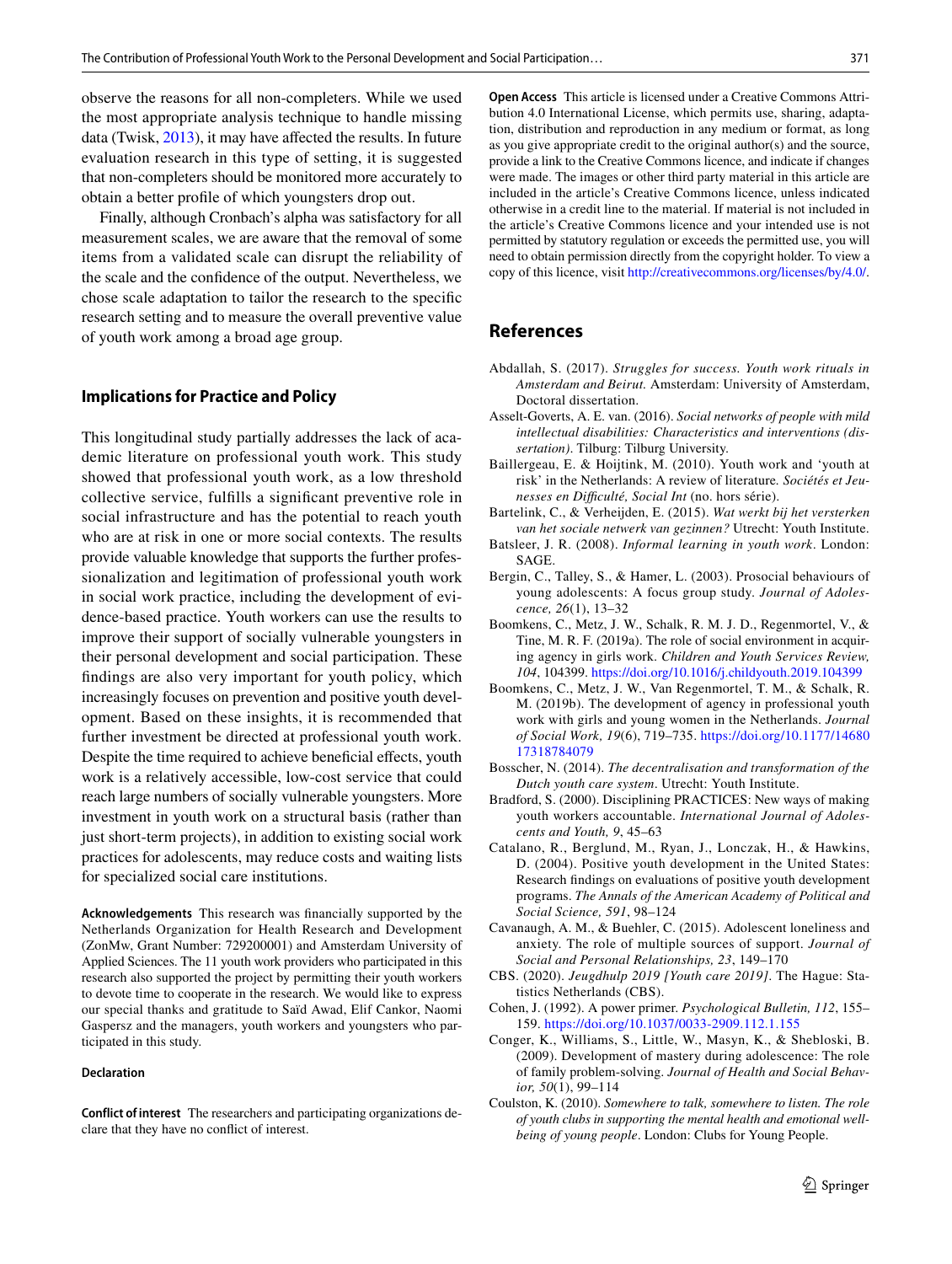observe the reasons for all non-completers. While we used the most appropriate analysis technique to handle missing data (Twisk, 2013), it may have affected the results. In future evaluation research in this type of setting, it is suggested that non-completers should be monitored more accurately to obtain a better profile of which youngsters drop out.

Finally, although Cronbach's alpha was satisfactory for all measurement scales, we are aware that the removal of some items from a validated scale can disrupt the reliability of the scale and the confidence of the output. Nevertheless, we chose scale adaptation to tailor the research to the specific research setting and to measure the overall preventive value of youth work among a broad age group.

### Implications for Practice and Policy

This longitudinal study partially addresses the lack of academic literature on professional youth work. This study showed that professional youth work, as a low threshold collective service, fulfills a significant preventive role in social infrastructure and has the potential to reach youth who are at risk in one or more social contexts. The results provide valuable knowledge that supports the further professionalization and legitimation of professional youth work in social work practice, including the development of evidence-based practice. Youth workers can use the results to improve their support of socially vulnerable youngsters in their personal development and social participation. These findings are also very important for youth policy, which increasingly focuses on prevention and positive youth development. Based on these insights, it is recommended that further investment be directed at professional youth work. Despite the time required to achieve beneficial effects, youth work is a relatively accessible, low-cost service that could reach large numbers of socially vulnerable youngsters. More investment in youth work on a structural basis (rather than just short-term projects), in addition to existing social work practices for adolescents, may reduce costs and waiting lists for specialized social care institutions.

**Acknowledgements** This research was financially supported by the Netherlands Organization for Health Research and Development (ZonMw, Grant Number: 729200001) and Amsterdam University of Applied Sciences. The 11 youth work providers who participated in this research also supported the project by permitting their youth workers to devote time to cooperate in the research. We would like to express our special thanks and gratitude to Saïd Awad, Elif Cankor, Naomi Gaspersz and the managers, youth workers and youngsters who participated in this study.

**Declaration**

**Conflict of interest** The researchers and participating organizations declare that they have no conflict of interest.

**Open Access** This article is licensed under a Creative Commons Attribution 4.0 International License, which permits use, sharing, adaptation, distribution and reproduction in any medium or format, as long as you give appropriate credit to the original author(s) and the source, provide a link to the Creative Commons licence, and indicate if changes were made. The images or other third party material in this article are included in the article's Creative Commons licence, unless indicated otherwise in a credit line to the material. If material is not included in the article's Creative Commons licence and your intended use is not permitted by statutory regulation or exceeds the permitted use, you will need to obtain permission directly from the copyright holder. To view a copy of this licence, visit http://creativecommons.org/licenses/by/4.0/.

## References

Abdallah, S. (2017). *Struggles for success. Youth work rituals in Amsterdam and Beirut*. Amsterdam: University of Amsterdam, Doctoral dissertation.

Asselt-Goverts, A. E. van. (2016). *Social networks of people with mild intellectual disabilities: Characteristics and interventions (dissertation)*. Tilburg: Tilburg University.

Baillergeau, E. & Hoijtink, M. (2010). Youth work and 'youth at risk' in the Netherlands: A review of literature. *Sociétés et Jeunesses en Difficulté, Social Int* (no. hors série).

Bartelink, C., & Verheijden, E. (2015). *Wat werkt bij het versterken van het sociale netwerk van gezinnen?* Utrecht: Youth Institute.

Batsleer, J. R. (2008). *Informal learning in youth work*. London: SAGE.

Bergin, C., Talley, S., & Hamer, L. (2003). Prosocial behaviours of young adolescents: A focus group study. *Journal of Adolescence, 26*(1), 13–32

Boomkens, C., Metz, J. W., Schalk, R. M. J. D., Regenmortel, V., & Tine, M. R. F. (2019a). The role of social environment in acquiring agency in girls work. *Children and Youth Services Review, 104*, 104399. https://doi.org/10.1016/j.childyouth.2019.104399

Boomkens, C., Metz, J. W., Van Regenmortel, T. M., & Schalk, R. M. (2019b). The development of agency in professional youth work with girls and young women in the Netherlands. *Journal of Social Work, 19*(6), 719–735. https://doi.org/10.1177/1468017318784079

Bosscher, N. (2014). *The decentralisation and transformation of the Dutch youth care system*. Utrecht: Youth Institute.

Bradford, S. (2000). Disciplining PRACTICES: New ways of making youth workers accountable. *International Journal of Adolescents and Youth, 9*, 45–63

Catalano, R., Berglund, M., Ryan, J., Lonczak, H., & Hawkins, D. (2004). Positive youth development in the United States: Research findings on evaluations of positive youth development programs. *The Annals of the American Academy of Political and Social Science, 591*, 98–124

Cavanaugh, A. M., & Buehler, C. (2015). Adolescent loneliness and anxiety. The role of multiple sources of support. *Journal of Social and Personal Relationships, 23*, 149–170

CBS. (2020). *Jeugdhulp 2019 [Youth care 2019]*. The Hague: Statistics Netherlands (CBS).

Cohen, J. (1992). A power primer. *Psychological Bulletin, 112*, 155–159. https://doi.org/10.1037/0033-2909.112.1.155

Conger, K., Williams, S., Little, W., Masyn, K., & Shebloski, B. (2009). Development of mastery during adolescence: The role of family problem-solving. *Journal of Health and Social Behavior, 50*(1), 99–114

Coulston, K. (2010). *Somewhere to talk, somewhere to listen. The role of youth clubs in supporting the mental health and emotional wellbeing of young people*. London: Clubs for Young People.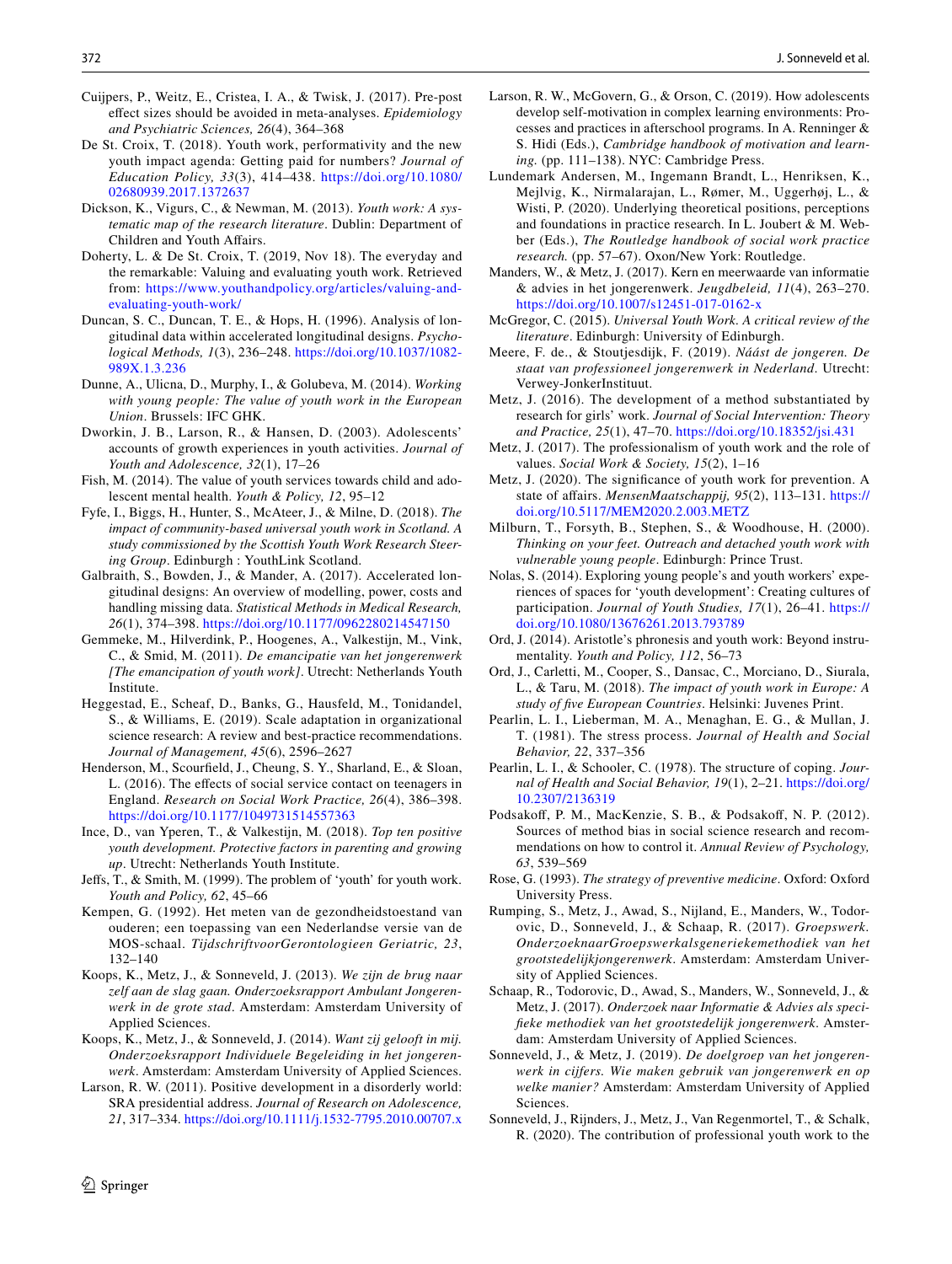Cuijpers, P., Weitz, E., Cristea, I. A., & Twisk, J. (2017). Pre-post effect sizes should be avoided in meta-analyses. *Epidemiology and Psychiatric Sciences, 26*(4), 364–368

De St. Croix, T. (2018). Youth work, performativity and the new youth impact agenda: Getting paid for numbers? *Journal of Education Policy, 33*(3), 414–438. https://doi.org/10.1080/02680939.2017.1372637

Dickson, K., Vigurs, C., & Newman, M. (2013). *Youth work: A systematic map of the research literature*. Dublin: Department of Children and Youth Affairs.

Doherty, L. & De St. Croix, T. (2019, Nov 18). The everyday and the remarkable: Valuing and evaluating youth work. Retrieved from: https://www.youthandpolicy.org/articles/valuing-and-evaluating-youth-work/

Duncan, S. C., Duncan, T. E., & Hops, H. (1996). Analysis of longitudinal data within accelerated longitudinal designs. *Psychological Methods, 1*(3), 236–248. https://doi.org/10.1037/1082-989X.1.3.236

Dunne, A., Ulicna, D., Murphy, I., & Golubeva, M. (2014). *Working with young people: The value of youth work in the European Union*. Brussels: IFC GHK.

Dworkin, J. B., Larson, R., & Hansen, D. (2003). Adolescents' accounts of growth experiences in youth activities. *Journal of Youth and Adolescence, 32*(1), 17–26

Fish, M. (2014). The value of youth services towards child and adolescent mental health. *Youth & Policy, 12*, 95–12

Fyfe, I., Biggs, H., Hunter, S., McAteer, J., & Milne, D. (2018). *The impact of community-based universal youth work in Scotland. A study commissioned by the Scottish Youth Work Research Steering Group*. Edinburgh : YouthLink Scotland.

Galbraith, S., Bowden, J., & Mander, A. (2017). Accelerated longitudinal designs: An overview of modelling, power, costs and handling missing data. *Statistical Methods in Medical Research, 26*(1), 374–398. https://doi.org/10.1177/0962280214547150

Gemmeke, M., Hilverdink, P., Hoogenes, A., Valkestijn, M., Vink, C., & Smid, M. (2011). *De emancipatie van het jongerenwerk [The emancipation of youth work]*. Utrecht: Netherlands Youth Institute.

Heggestad, E., Scheaf, D., Banks, G., Hausfeld, M., Tonidandel, S., & Williams, E. (2019). Scale adaptation in organizational science research: A review and best-practice recommendations. *Journal of Management, 45*(6), 2596–2627

Henderson, M., Scourfield, J., Cheung, S. Y., Sharland, E., & Sloan, L. (2016). The effects of social service contact on teenagers in England. *Research on Social Work Practice, 26*(4), 386–398. https://doi.org/10.1177/1049731514557363

Ince, D., van Yperen, T., & Valkestijn, M. (2018). *Top ten positive youth development. Protective factors in parenting and growing up*. Utrecht: Netherlands Youth Institute.

Jeffs, T., & Smith, M. (1999). The problem of 'youth' for youth work. *Youth and Policy, 62*, 45–66

Kempen, G. (1992). Het meten van de gezondheidstoestand van ouderen; een toepassing van een Nederlandse versie van de MOS-schaal. *TijdschriftvoorGerontologieen Geriatric, 23*, 132–140

Koops, K., Metz, J., & Sonneveld, J. (2013). *We zijn de brug naar zelf aan de slag gaan. Onderzoeksrapport Ambulant Jongerenwerk in de grote stad*. Amsterdam: Amsterdam University of Applied Sciences.

Koops, K., Metz, J., & Sonneveld, J. (2014). *Want zij gelooft in mij. Onderzoeksrapport Individuele Begeleiding in het jongerenwerk*. Amsterdam: Amsterdam University of Applied Sciences.

Larson, R. W. (2011). Positive development in a disorderly world: SRA presidential address. *Journal of Research on Adolescence, 21*, 317–334. https://doi.org/10.1111/j.1532-7795.2010.00707.x

Larson, R. W., McGovern, G., & Orson, C. (2019). How adolescents develop self-motivation in complex learning environments: Processes and practices in afterschool programs. In A. Renninger & S. Hidi (Eds.), *Cambridge handbook of motivation and learning.* (pp. 111–138). NYC: Cambridge Press.

Lundemark Andersen, M., Ingemann Brandt, L., Henriksen, K., Mejlvig, K., Nirmalarajan, L., Rømer, M., Uggerhøj, L., & Wisti, P. (2020). Underlying theoretical positions, perceptions and foundations in practice research. In L. Joubert & M. Webber (Eds.), *The Routledge handbook of social work practice research.* (pp. 57–67). Oxon/New York: Routledge.

Manders, W., & Metz, J. (2017). Kern en meerwaarde van informatie & advies in het jongerenwerk. *Jeugdbeleid, 11*(4), 263–270. https://doi.org/10.1007/s12451-017-0162-x

McGregor, C. (2015). *Universal Youth Work. A critical review of the literature*. Edinburgh: University of Edinburgh.

Meere, F. de., & Stoutjesdijk, F. (2019). *Náást de jongeren. De staat van professioneel jongerenwerk in Nederland*. Utrecht: Verwey-JonkerInstituut.

Metz, J. (2016). The development of a method substantiated by research for girls' work. *Journal of Social Intervention: Theory and Practice, 25*(1), 47–70. https://doi.org/10.18352/jsi.431

Metz, J. (2017). The professionalism of youth work and the role of values. *Social Work & Society, 15*(2), 1–16

Metz, J. (2020). The significance of youth work for prevention. A state of affairs. *MensenMaatschappij, 95*(2), 113–131. https://doi.org/10.5117/MEM2020.2.003.METZ

Milburn, T., Forsyth, B., Stephen, S., & Woodhouse, H. (2000). *Thinking on your feet. Outreach and detached youth work with vulnerable young people*. Edinburgh: Prince Trust.

Nolas, S. (2014). Exploring young people's and youth workers' experiences of spaces for 'youth development': Creating cultures of participation. *Journal of Youth Studies, 17*(1), 26–41. https://doi.org/10.1080/13676261.2013.793789

Ord, J. (2014). Aristotle's phronesis and youth work: Beyond instrumentality. *Youth and Policy, 112*, 56–73

Ord, J., Carletti, M., Cooper, S., Dansac, C., Morciano, D., Siurala, L., & Taru, M. (2018). *The impact of youth work in Europe: A study of five European Countries*. Helsinki: Juvenes Print.

Pearlin, L. I., Lieberman, M. A., Menaghan, E. G., & Mullan, J. T. (1981). The stress process. *Journal of Health and Social Behavior, 22*, 337–356

Pearlin, L. I., & Schooler, C. (1978). The structure of coping. *Journal of Health and Social Behavior, 19*(1), 2–21. https://doi.org/10.2307/2136319

Podsakoff, P. M., MacKenzie, S. B., & Podsakoff, N. P. (2012). Sources of method bias in social science research and recommendations on how to control it. *Annual Review of Psychology, 63*, 539–569

Rose, G. (1993). *The strategy of preventive medicine*. Oxford: Oxford University Press.

Rumping, S., Metz, J., Awad, S., Nijland, E., Manders, W., Todorovic, D., Sonneveld, J., & Schaap, R. (2017). *Groepswerk. OnderzoeknaarGroepswerkalsgeneriekemethodiek van het grootstedelijkjongerenwerk*. Amsterdam: Amsterdam University of Applied Sciences.

Schaap, R., Todorovic, D., Awad, S., Manders, W., Sonneveld, J., & Metz, J. (2017). *Onderzoek naar Informatie & Advies als specifieke methodiek van het grootstedelijk jongerenwerk*. Amsterdam: Amsterdam University of Applied Sciences.

Sonneveld, J., & Metz, J. (2019). *De doelgroep van het jongerenwerk in cijfers. Wie maken gebruik van jongerenwerk en op welke manier?* Amsterdam: Amsterdam University of Applied Sciences.

Sonneveld, J., Rijnders, J., Metz, J., Van Regenmortel, T., & Schalk, R. (2020). The contribution of professional youth work to the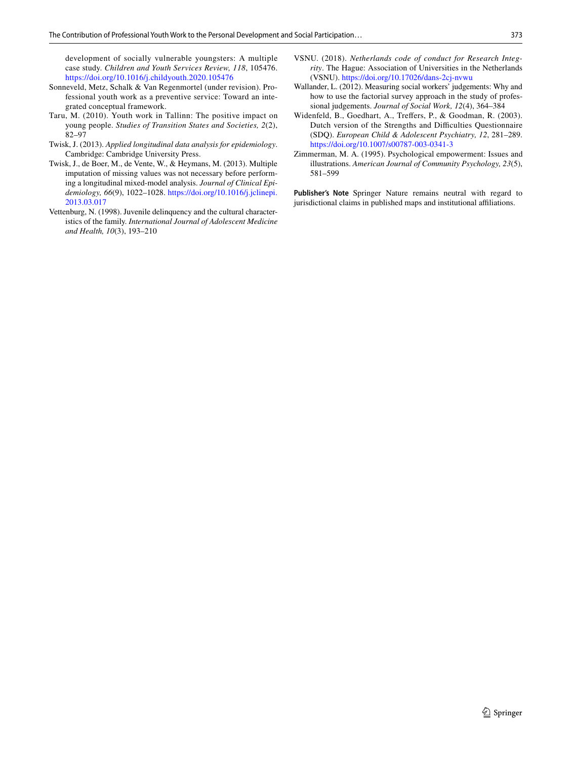development of socially vulnerable youngsters: A multiple case study. *Children and Youth Services Review, 118*, 105476. https://doi.org/10.1016/j.childyouth.2020.105476

Sonneveld, Metz, Schalk & Van Regenmortel (under revision). Professional youth work as a preventive service: Toward an integrated conceptual framework.

Taru, M. (2010). Youth work in Tallinn: The positive impact on young people. *Studies of Transition States and Societies, 2*(2), 82–97

Twisk, J. (2013). *Applied longitudinal data analysis for epidemiology*. Cambridge: Cambridge University Press.

Twisk, J., de Boer, M., de Vente, W., & Heymans, M. (2013). Multiple imputation of missing values was not necessary before performing a longitudinal mixed-model analysis. *Journal of Clinical Epidemiology, 66*(9), 1022–1028. https://doi.org/10.1016/j.jclinepi.2013.03.017

Vettenburg, N. (1998). Juvenile delinquency and the cultural characteristics of the family. *International Journal of Adolescent Medicine and Health, 10*(3), 193–210

VSNU. (2018). *Netherlands code of conduct for Research Integrity*. The Hague: Association of Universities in the Netherlands (VSNU). https://doi.org/10.17026/dans-2cj-nvwu

Wallander, L. (2012). Measuring social workers' judgements: Why and how to use the factorial survey approach in the study of professional judgements. *Journal of Social Work, 12*(4), 364–384

Widenfeld, B., Goedhart, A., Treffers, P., & Goodman, R. (2003). Dutch version of the Strengths and Difficulties Questionnaire (SDQ). *European Child & Adolescent Psychiatry, 12*, 281–289. https://doi.org/10.1007/s00787-003-0341-3

Zimmerman, M. A. (1995). Psychological empowerment: Issues and illustrations. *American Journal of Community Psychology, 23*(5), 581–599

**Publisher's Note** Springer Nature remains neutral with regard to jurisdictional claims in published maps and institutional affiliations.